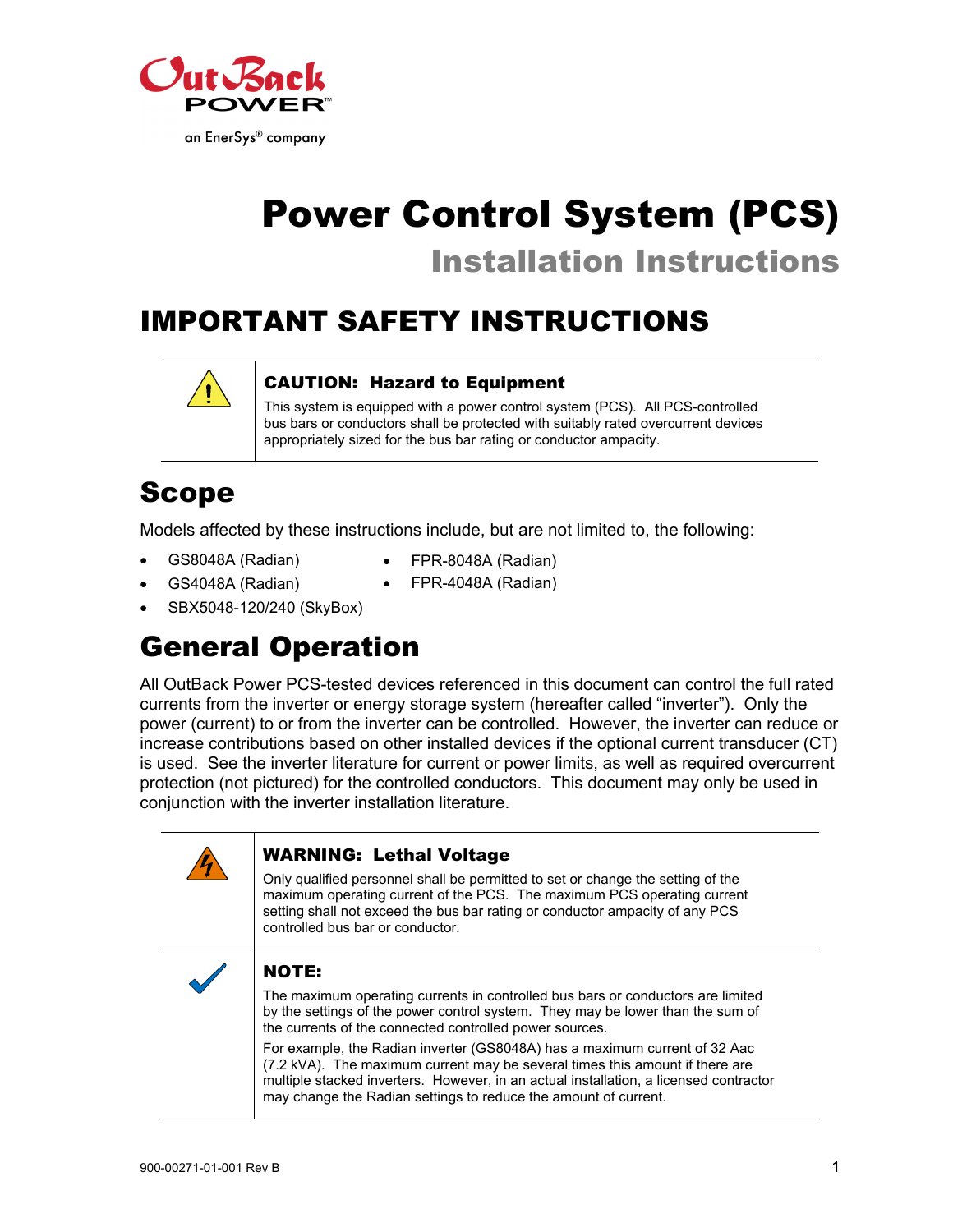# Power Control System (PCS)

## Installation Instructions

# IMPORTANT SAFETY INSTRUCTIONS

**CAUTION: Hazard to Equipment**

This system is equipped with a power control system (PCS). All PCS-controlled bus bars or conductors shall be protected with suitably rated overcurrent devices appropriately sized for the bus bar rating or conductor ampacity.

# Scope

Models affected by these instructions include, but are not limited to, the following:

- GS8048A (Radian)
- GS4048A (Radian)
- SBX5048-120/240 (SkyBox)
- FPR-8048A (Radian)
- FPR-4048A (Radian)

# General Operation

All OutBack Power PCS-tested devices referenced in this document can control the full rated currents from the inverter or energy storage system (hereafter called "inverter"). Only the power (current) to or from the inverter can be controlled. However, the inverter can reduce or increase contributions based on other installed devices if the optional current transducer (CT) is used. See the inverter literature for current or power limits, as well as required overcurrent protection (not pictured) for the controlled conductors. This document may only be used in conjunction with the inverter installation literature.

**WARNING: Lethal Voltage**

Only qualified personnel shall be permitted to set or change the setting of the maximum operating current of the PCS. The maximum PCS operating current setting shall not exceed the bus bar rating or conductor ampacity of any PCS controlled bus bar or conductor.

**NOTE:**

The maximum operating currents in controlled bus bars or conductors are limited by the settings of the power control system. They may be lower than the sum of the currents of the connected controlled power sources.

For example, the Radian inverter (GS8048A) has a maximum current of 32 Aac (7.2 kVA). The maximum current may be several times this amount if there are multiple stacked inverters. However, in an actual installation, a licensed contractor may change the Radian settings to reduce the amount of current.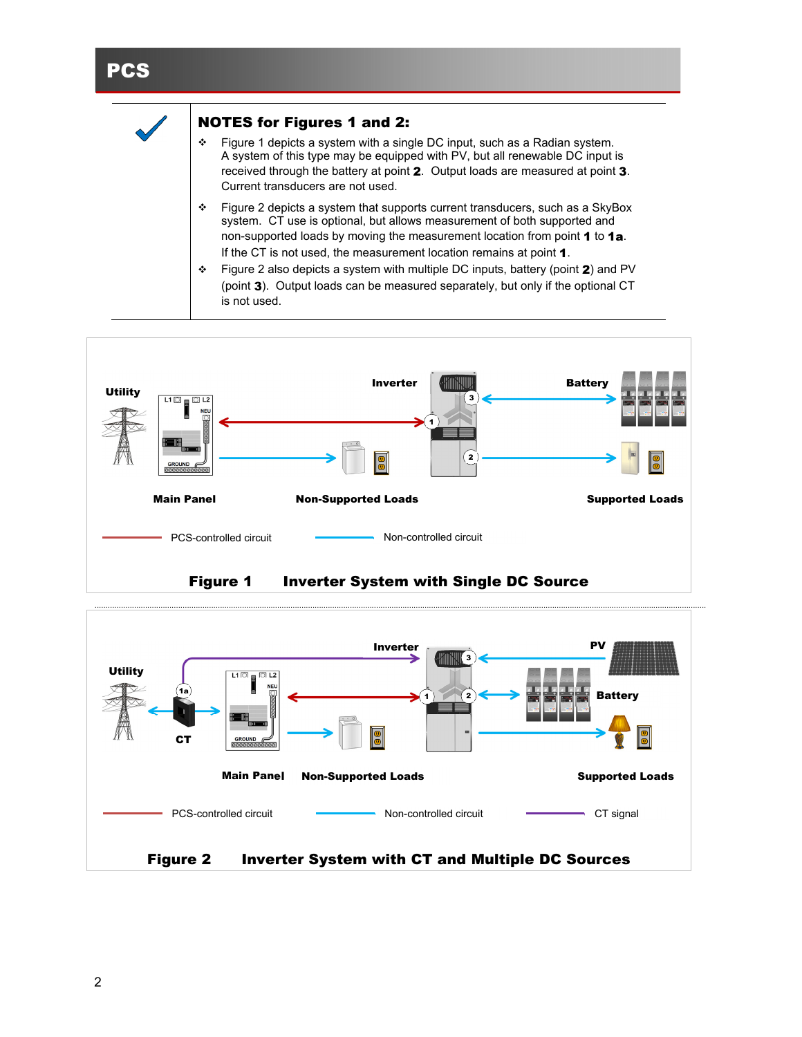# PCS

### NOTES for Figures 1 and 2:

- Figure 1 depicts a system with a single DC input, such as a Radian system. A system of this type may be equipped with PV, but all renewable DC input is received through the battery at point **2**. Output loads are measured at point **3**. Current transducers are not used.
- Figure 2 depicts a system that supports current transducers, such as a SkyBox system. CT use is optional, but allows measurement of both supported and non-supported loads by moving the measurement location from point **1** to **1a**. If the CT is not used, the measurement location remains at point **1**.
- Figure 2 also depicts a system with multiple DC inputs, battery (point **2**) and PV (point **3**). Output loads can be measured separately, but only if the optional CT is not used.

Utility | Inverter | Battery | Main Panel | Non-Supported Loads | Supported Loads

PCS-controlled circuit | Non-controlled circuit

**Figure 1 Inverter System with Single DC Source**

Utility | CT | Inverter | PV | Battery | Main Panel | Non-Supported Loads | Supported Loads

PCS-controlled circuit | Non-controlled circuit | CT signal

**Figure 2 Inverter System with CT and Multiple DC Sources**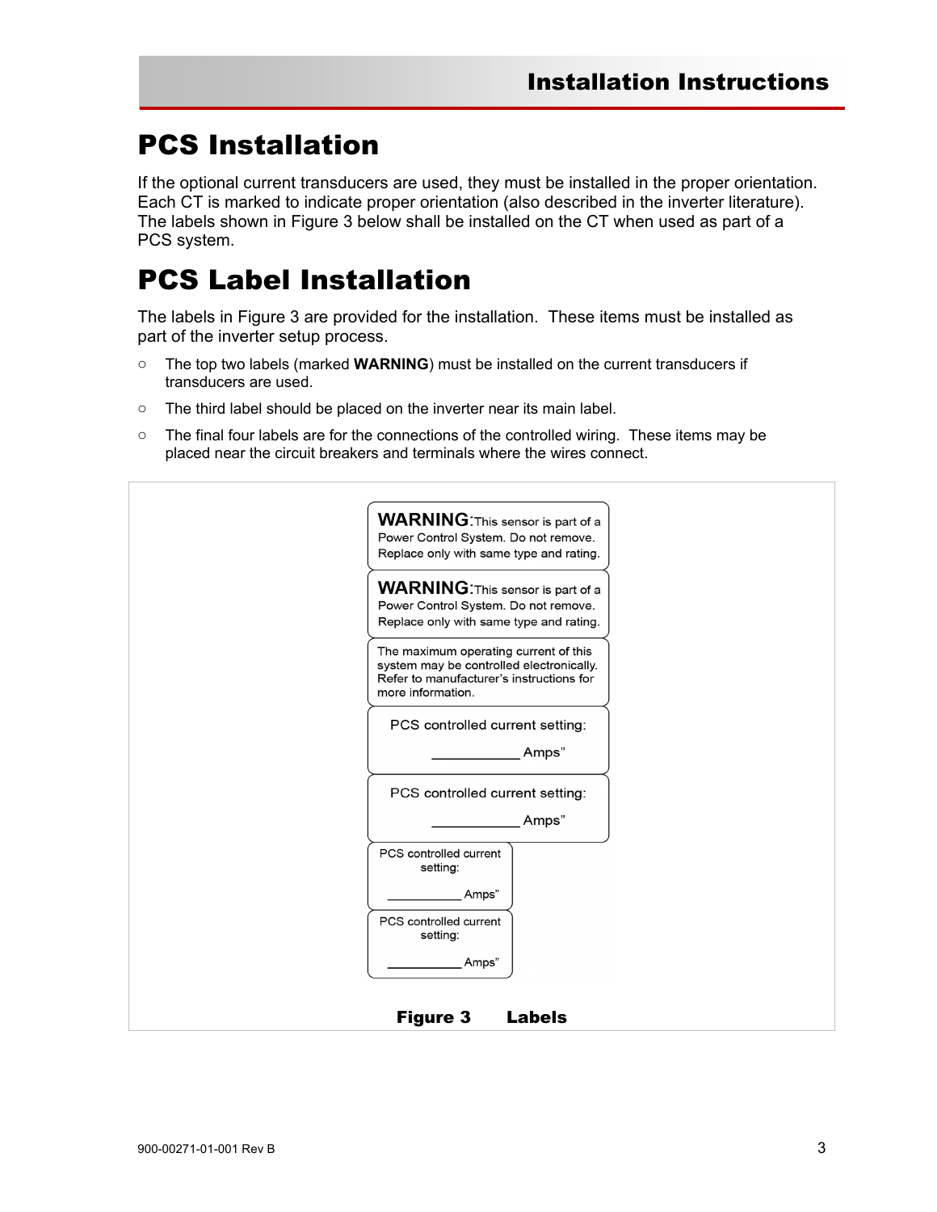# PCS Installation

If the optional current transducers are used, they must be installed in the proper orientation. Each CT is marked to indicate proper orientation (also described in the inverter literature). The labels shown in Figure 3 below shall be installed on the CT when used as part of a PCS system.

# PCS Label Installation

The labels in Figure 3 are provided for the installation. These items must be installed as part of the inverter setup process.

- The top two labels (marked **WARNING**) must be installed on the current transducers if transducers are used.
- The third label should be placed on the inverter near its main label.
- The final four labels are for the connections of the controlled wiring. These items may be placed near the circuit breakers and terminals where the wires connect.

**WARNING**: This sensor is part of a Power Control System. Do not remove. Replace only with same type and rating.

**WARNING**: This sensor is part of a Power Control System. Do not remove. Replace only with same type and rating.

The maximum operating current of this system may be controlled electronically. Refer to manufacturer's instructions for more information.

PCS controlled current setting:
___________ Amps"

PCS controlled current setting:
___________ Amps"

PCS controlled current setting:
__________ Amps"

PCS controlled current setting:
__________ Amps"

**Figure 3 Labels**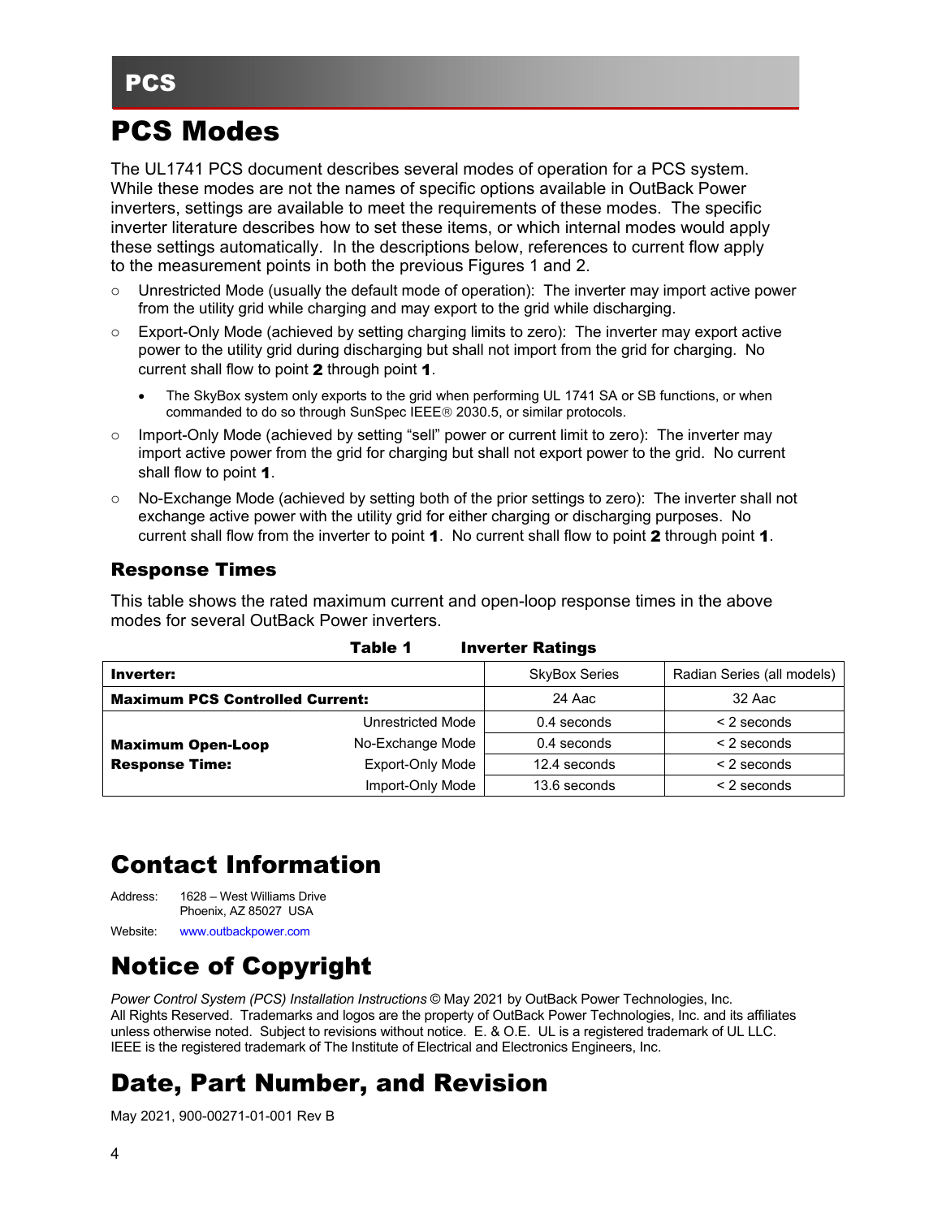# PCS Modes

The UL1741 PCS document describes several modes of operation for a PCS system. While these modes are not the names of specific options available in OutBack Power inverters, settings are available to meet the requirements of these modes. The specific inverter literature describes how to set these items, or which internal modes would apply these settings automatically. In the descriptions below, references to current flow apply to the measurement points in both the previous Figures 1 and 2.

- Unrestricted Mode (usually the default mode of operation): The inverter may import active power from the utility grid while charging and may export to the grid while discharging.
- Export-Only Mode (achieved by setting charging limits to zero): The inverter may export active power to the utility grid during discharging but shall not import from the grid for charging. No current shall flow to point **2** through point **1**.
  - The SkyBox system only exports to the grid when performing UL 1741 SA or SB functions, or when commanded to do so through SunSpec IEEE® 2030.5, or similar protocols.
- Import-Only Mode (achieved by setting "sell" power or current limit to zero): The inverter may import active power from the grid for charging but shall not export power to the grid. No current shall flow to point **1**.
- No-Exchange Mode (achieved by setting both of the prior settings to zero): The inverter shall not exchange active power with the utility grid for either charging or discharging purposes. No current shall flow from the inverter to point **1**. No current shall flow to point **2** through point **1**.

## Response Times

This table shows the rated maximum current and open-loop response times in the above modes for several OutBack Power inverters.

**Table 1 Inverter Ratings**

| **Inverter:** | | SkyBox Series | Radian Series (all models) |
|---|---|---|---|
| **Maximum PCS Controlled Current:** | | 24 Aac | 32 Aac |
| **Maximum Open-Loop Response Time:** | Unrestricted Mode | 0.4 seconds | < 2 seconds |
| | No-Exchange Mode | 0.4 seconds | < 2 seconds |
| | Export-Only Mode | 12.4 seconds | < 2 seconds |
| | Import-Only Mode | 13.6 seconds | < 2 seconds |

# Contact Information

Address: 1628 – West Williams Drive
Phoenix, AZ 85027 USA

Website: www.outbackpower.com

# Notice of Copyright

*Power Control System (PCS) Installation Instructions* © May 2021 by OutBack Power Technologies, Inc. All Rights Reserved. Trademarks and logos are the property of OutBack Power Technologies, Inc. and its affiliates unless otherwise noted. Subject to revisions without notice. E. & O.E. UL is a registered trademark of UL LLC. IEEE is the registered trademark of The Institute of Electrical and Electronics Engineers, Inc.

# Date, Part Number, and Revision

May 2021, 900-00271-01-001 Rev B